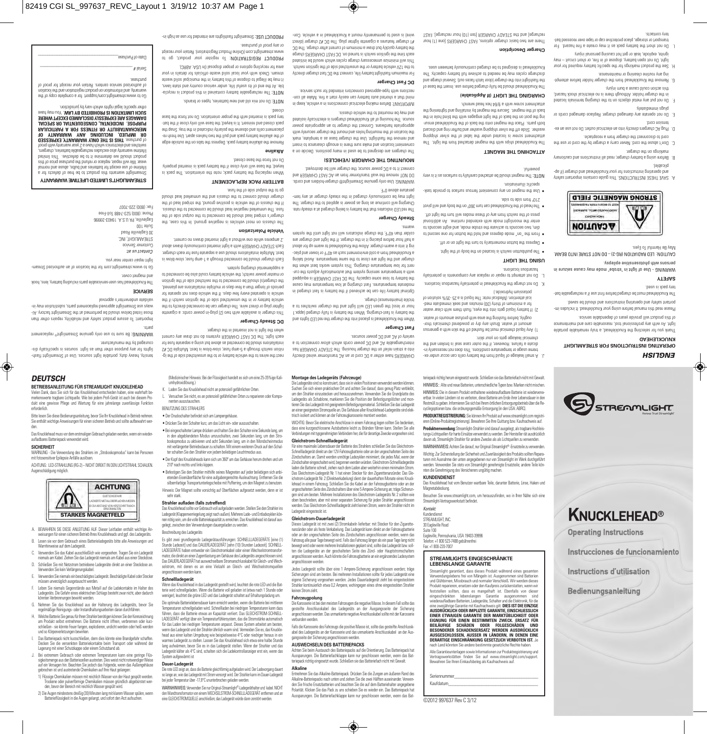## ENGLISH

### OPERATING INSTRUCTIONS FOR STREAMLIGHT KNUCKLEHEAD

Thank you for selecting the Knucklehead, a truly remarkable portable light. As with any professional tool, reasonable care and maintenance of this product will provide years of dependable service.

Please read this manual before using your Knucklehead. It includes important safety and operating instructions and should be saved.

The Knucklehead must be charged before first use if a rechargeable battery pack is used.

### SAFETY

WARNING - Use of light in "strobe" mode may cause seizure in persons with photosensitive epilepsy.

CAUTION: LED RADIATION (RG-2) – DO NOT STARE INTO BEAM. May Be Harmful To Eyes.

**CAUTION**
PINCH HAZARD
AVOID PAINTED METAL SURFACES
KEEP 12 INCHES FROM PACEMAKERS
**STRONG MAGNETIC FIELD**

A. SAVE THESE INSTRUCTIONS. This guide contains important safety and operating instructions for your Knucklehead and charger (if applicable).

B. Before using a battery charger, read all instructions and cautionary markings on the charger.

C. Don't abuse the cord. Never carry a charger by the cord or use the cord to disconnect the charger from a receptacle.

D. Plug AC chargers directly into an electrical outlet. Do not use an extension cord.

E. Do not operate any damaged charger. Replace damaged cords or plugs immediately.

F. Do not put any metal objects on to the charging terminals located in the charger holder. Although there is no electrical shock hazard, this action could cause a burn injury.

G. Remove the Knucklehead from the charger holder before attempting any routine cleaning or maintenance.

H. See the product markings for the specific battery required for your light. Do not open battery, dispose of in fire, or short circuit – may ignite, explode, leak or get hot causing personal injury.

I. Do not short the battery pack as it may create a fire hazard. For transport or storage, place protective cap or tape over recessed battery contacts.

J. A small leakage of liquid from the battery cells can occur under extreme usage or temperature conditions. This does not necessarily indicate a failure. However, if the outer case seal is broken and the chemical leakage gets on your skin:

1) Any liquid chemical must be flushed off the skin with a generous amount of water. Brush any dry or powdered chemicals thoroughly, before flushing the area with profuse amounts of water.
2) If battery liquid gets into the eyes, flush them with clear water for a minimum of thirty (30) minutes and seek immediate medical attention. (Medical note: The liquid is a 25-35% solution of potassium hydroxide.)

K. Do not charge the Knucklehead in potentially hazardous locations.

L. Do not attempt to repair or replace any components in potentially hazardous locations.

### USING THE LIGHT

- The pushbutton switch is located on the body of the light.
- Depress the button momentarily to turn the light on or off.
- From the "on" mode depress and hold the button for one second to dim, two seconds to activate the strobe mode, and eight seconds to enter the moonlight mode with extended runtime. An additional press of the switch from any of these modes will turn the light off.
- The head of the Knucklehead can turn 360° on the body and will pivot 210° from side to side.
- Use the magnet on any convenient ferrous surface to provide task-specific illumination.

NOTE: The magnet should be attached carefully to surfaces as it is very powerful.

### ATTACHING THE MAGNET

The Knucklehead ships with the magnet detached from the light. The attachment screw is located under the label of the silver shipping washer. Slide off the silver shipping washer and buffer ring and discard both parts. Place the magnet onto the back of the Knucklehead ensuring the post on the back of the light engages with the blind hole in the back of the magnet. Secure the magnet by installing and tightening the attachment screw with a 9/64 hex head wrench.

### CHARGING THE LIGHT (If Applicable)

The Knucklehead should be fully charged before use. Insert the base of the flashlight into the charger (door latch faces out). Several charge and discharge cycles may be needed to achieve full battery capacity. The Knucklehead is designed to be charged continuously between uses.

#### Charger Description

There are two basic charger options, FAST CHARGERS (one (1) hour recharge) and the STEADY CHARGER (ten (10) hour recharge). FAST CHARGERS have either a DC cord or an AC transformer wired directly into a strain relief on the charger housing. The STEADY CHARGER has interchangeable AC and DC power cords which allow connection to a variety of AC and DC power sources.

#### Fast Charger

When the Knucklehead is placed into the charger the red LED lights and the battery is fast-charging. When the battery is fully charged (appx. 1 hour or less) the green LED will light and the charger switches to a trickle (maintenance) charge.

Optimal battery life can be achieved if the battery is fast charged in moderate temperatures. Fast charging at low temperature may cause the battery to lose some capacity. The DC FAST CHARGER is equipped with a temperature sensing system that automatically adjusts the current for low temperature charging. This system works best when the charger and the light are close to the same temperature. Avoid taking a Knucklehead from a cold environment such as 40°F or lower and placing it into a warm charger. Allow the Knucklehead to warm up for about a half hour before placing it in the charger. If the light and charger are colder than 40°F, the charge indicators will not light until the system warms.

#### Steady Charger

The red LED indicates that the battery is being charged at a steady rate. Charging will continue as long as power is applied to the charger. The light may be continuously charged in the steady charger at any temperature above 0°F.

WARNING: Use only genuine Streamlight® charger-holders and cords. DO NOT remove the wall transformer from an AC FAST CHARGER and connect it to a DC power source, the charger will be destroyed.

### MOUNTING THE CHARGER (VEHICLES)

The chargers are designed to be used in many positions. Decide on a convenient location and make sure there is enough clearance to insert and remove the flashlight. Use the charger base as a template, mark the location of the mounting holes and mount the charger securely with appropriate hardware. Connect the charger to an appropriate power source. The housing of all Knucklehead chargers is electrically isolated and may be mounted to the vehicle chassis.

IMPORTANT: Before making electrical connections in a vehicle, keep in mind that a shorted auto battery can easily start a fire. Make all connections with type-approved connectors intended for such service.

#### DC Fast Charger

For maximum flashlight battery life, connect the DC fast charger directly to the 12V vehicle battery or the unswitched side of the ignition switch. This will minimize unnecessary charge cycles which would be initiated each time the ignition switch is turned on. DC FAST CHARGERS charge the battery quickly but draw a minimum of current after charge. The DC #1 charger features a cigarette lighter plug. The DC #2 charger (direct wire) is used to permanently mount a Knucklehead in a vehicle. Connect the wires to the vehicle battery or to the unswitched side of the ignition switch through a 5-amp fuse; slow-blow is best. Multiple DC #2 installations should be connected as above but using a separate fuse for each light. The DC FAST CHARGER systems do not draw any current when the light is not inserted in the charger.

#### DC Steady Charger

This charger is available with two (2) plug-in power cords: a cigarette lighter plug or direct wire. The charger can be connected directly to the vehicle battery or in the unswitched side of the ignition switch if the vehicle is operated every few days. If the vehicle does not operate for periods of longer than a few days or multiple installations are planned, the charger(s) should be connected to the switched side of the ignition or master power switch; the vehicle battery could also be connected to a supplemental charging system.

Each charger should be connected through a 1-amp fuse; slow-blow is best. Multiple installations should use a separate fuse for each charger. Each STEADY CHARGER with a light inserted continuously draws about .2 amperes while one without a light inserted draws no current.

#### Vehicle Polarization

The chassis on most vehicles is negative ground. In this case, the charger's striped lead should be connected to the output side of the fuse. The unmarked negative lead should be connected to the chassis. If the chassis of the vehicle is positive ground, the striped lead of the charger should connect to the chassis and the unmarked lead should go to the output side of the fuse.

### BATTERY PACK REPLACEMENT

When replacing the battery pack, note the orientation. The pack is keyed; the base will only close if the battery pack is inserted properly. Do not force the base closed.

#### Alkaline

Remove the alkaline battery pack. Depress the tabs on the outside edge of the alkaline battery pack and pull the two halves apart. Use fresh replacement cells and observe the polarity indicated in the tray. Snap the pack closed and reinsert. It is keyed; the base will only close if the battery pack is inserted with the proper orientation. Do not force the base closed.

NOTE: Do not mix old and new batteries, types or brands.

NOTE: The rechargeable battery contained in this product is recyclable. At the end of its useful life, under various country and state laws, it may be illegal to dispose of this battery in the municipal solid waste stream. Check with your local solid waste officials for details in your area for recycling options or proper disposal (in USA: RBRC).

PRODUCT REGISTRATION: To register your product, go to www.streamlight.com (Online Product Registration). Retain your receipt or any proof of purchase.

PRODUCT USE: Streamlight flashlights are intended for use as high intensity, heavy duty, portable light sources. Use of Streamlight flashlights for any purpose other than as light sources is specifically discouraged by the manufacturer.

WARNING: Be sure to use only genuine Streamlight® replacement parts.

Important: To assure product safety and reliability, repairs other than those listed below should be performed at the Streamlight factory. Always use Streamlight approved replacement parts, substitution may invalidate underwriter's approval.

### SERVICE

The Knucklehead has user-serviceable parts including battery, lens, hook and magnet cover.

Go to www.streamlight.com for the location of an authorized Streamlight repair center near you.

*Contact us at:*
Customer Service
STREAMLIGHT, INC.
30 Eagleville Road
Suite 100
Eagleville, PA U.S.A. 19403-3996
Phone: (800) 523-7488 Toll-Free
Fax: (800) 220-7007

### STREAMLIGHT'S LIMITED LIFETIME WARRANTY

Streamlight warrants this product to be free of defects for a lifetime of use except for batteries and bulbs, abuse and normal wear. We will repair, replace or refund the purchase price of this product should we determine it to be defective. This limited lifetime warranty also excludes rechargeable batteries, chargers, switches and electronics which have a 2 year warranty with proof of purchase. **THIS IS THE ONLY WARRANTY, EXPRESSED OR IMPLIED, INCLUDING ANY WARRANTY OF MERCHANTABILITY OR FITNESS FOR A PARTICULAR PURPOSE. INCIDENTAL, CONSEQUENTIAL OR SPECIAL DAMAGES ARE EXPRESSLY DISCLAIMED EXCEPT WHERE SUCH LIMITATION IS PROHIBITED BY LAW.** You may have other specific legal rights which vary by jurisdiction.

Go to www.streamlight.com/support for a complete copy of the warranty, and information on product registration and the location of authorized service centers. Retain your receipt for proof of purchase.

Serial # ____________________

Date of Purchase____________________

## DEUTSCH

### BETRIEBSANLEITUNG FÜR STREAMLIGHT KNUCKLEHEAD

Vielen Dank, dass Sie sich für das Knucklehead entschieden haben, eine wahrhaft bemerkenswerte tragbare Lichtquelle. Wie bei jedem Profi-Gerät ist auch bei diesem Produkt eine gewisse Pflege und Wartung für eine jahrelange zuverlässige Funktion erforderlich.

Bitte lesen Sie diese Bedienungsanleitung, bevor Sie Ihr Knucklehead in Betrieb nehmen. Sie enthält wichtige Anweisungen für einen sicheren Betrieb und sollte aufbewahrt werden.

Das Knucklehead muss vor dem erstmaligen Gebrauch geladen werden, wenn ein wiederaufladbares Batteriepack verwendet wird.

### SICHERHEIT

WARNUNG - Die Verwendung des Strahlers im „Stroboskopmodus" kann bei Personen mit fotosensitiver Epilepsie Anfälle auslösen.

ACHTUNG: LED-STRAHLUNG (RG-2) – NICHT DIREKT IN DEN LICHTSTRAHL SCHAUEN. Augenschädigung möglich.

**ACHTUNG**
QUETSCHGEFAHR
LACKIERTE METALLOBERFLÄCHEN MEIDEN
30 CM ABSTAND VON HERZSCHRITTMACHERN EINHALTEN
**STARKES MAGNETFELD**

A. BEWAHREN SIE DIESE ANLEITUNG AUF. Dieser Leitfaden enthält wichtige Anweisungen für einen sicheren Betrieb Ihres Knuckleheads und ggf. des Ladegeräts.

B. Lesen sie vor dem Gebrauch eines Batterieladegeräts bitte alle Anweisungen und Warnhinweise auf dem Ladegerät.

C. Verwenden Sie das Kabel ausschließlich wie vorgesehen. Tragen Sie ein Ladegerät niemals am Kabel. Ziehen Sie das Ladegerät niemals am Kabel aus einer Steckdose.

D. Schließen Sie mit Netzstrom betriebene Ladegeräte direkt an einer Steckdose an. Verwenden Sie kein Verlängerungskabel.

E. Verwenden Sie niemals ein beschädigtes Ladegerät. Beschädigte Kabel oder Stecker müssen unverzüglich ausgetauscht werden.

F. Legen Sie niemals Gegenstände aus Metall auf die Ladekontakte im Halter des Ladegeräts. Die Gefahr eines elektrischen Schlags besteht zwar nicht, aber dadurch könnten Verbrennungen bewirkt werden.

G. Nehmen Sie das Knucklehead aus der Halterung des Ladegeräts, bevor Sie regelmäßige Reinigungs- oder Instandhaltungsarbeiten daran durchführen.

H. Welche Batterie Sie genau für Ihren Strahler benötigen können Sie der Kennzeichnung am Produkt selbst entnehmen. Die Batterie nicht öffnen, verbrennen oder kurzschließen - sie könnte Feuer fangen, explodieren, undicht werden oder heiß werden und so Körperverletzungen bewirken.

I. Das Batteriepack nicht kurzschließen, denn dies könnte eine Brandgefahr schaffen. Decken Sie die versenkten Batteriekontakte beim Transport oder während der Lagerung mit einer Schutzkappe oder einem Schutzband ab.

J. Bei extremem Gebrauch oder extremen Temperaturen kann eine geringe Flüssigkeitsmenge aus den Batteriezellen austreten. Dies weist nicht notwendiger Weise auf ein Versagen hin. Beachten Sie jedoch das Folgende, wenn das Außengehäuse gebrochen ist und austretende Chemikalien auf Ihre Haut gelangen:

1) Flüssige Chemikalien müssen mit reichlich Wasser von der Haut gespült werden. Trockene oder pulverförmige Chemikalien müssen gründlich abgebürstet werden, bevor der Bereich mit reichlich Wasser gespült wird.
2) Die Augen mindestens dreißig (30) Minuten lang mit klarem Wasser spülen, wenn Batterieflüssigkeit in die Augen gelangt, und sofort den Arzt aufsuchen. (Medizinischer Hinweis: Bei der Flüssigkeit handelt es sich um eine 25-35%ige Kaliumhydroxidlösung.)

K. Laden Sie das Knucklehead nicht an potenziell gefährlichen Orten.

L. Versuchen Sie nicht, es an potenziell gefährlichen Orten zu reparieren oder Komponenten auszutauschen.

### BENUTZUNG DES STRAHLERS

- Der Druckschalter befindet sich am Lampengehäuse.
- Drücken Sie den Schalter kurz, um das Licht ein- oder auszuschalten.
- Bei eingeschalteter Lampe drücken und halten Sie den Schalter eine Sekunde lang, um in den abgeblendeten Modus umzuschalten, zwei Sekunden lang, um den Stroboskopmodus zu aktivieren und acht Sekunden lang, um in den Mondscheinmodus mit verlängerter Betriebsdauer zu schalten. Mit einem weiteren Druck auf den Schalter schalten Sie den Strahler von jedem beliebigen Leuchtmodus aus.
- Der Kopf des Knuckleheads kann sich um 360° um das Gehäuse herum drehen und um 210° nach rechts und links kippen.
- Befestigen Sie den Strahler mithilfe seines Magneten auf jeder beliebigen sich anbietenden Eisenoberfläche für eine aufgabengerechte Ausleuchtung. Entfernen Sie die silberfarbige Transportunterlegscheibe mit Pufferring, um den Magnet zu benutzen.

Hinweis: Der Magnet sollte vorsichtig auf Oberflächen aufgesetzt werden, denn er ist sehr stark.

#### Strahler aufladen (falls zutreffend)

Das Knucklehead sollte vor Gebrauch voll aufgeladen werden. Stellen Sie den Strahler ins Ladegerät (Klappenverriegelung zeigt nach außen). Mehrere Lade- und Entladezyklen können nötig sein, um die volle Batteriekapazität zu erreichen. Das Knucklehead ist darauf ausgelegt, zwischen den Verwendungen dauergeladen zu werden.

Beschreibung des Ladegeräts

Es gibt zwei grundlegende Ladegerätausführungen: SCHNELLLADEGERÄTE (eine (1) Stunde Ladezeit) und das DAUERLADEGERÄT (zehn (10) Stunden Ladezeit). SCHNELLLADEGERÄTE haben entweder ein Gleichstromkabel oder einen Wechselstromtransformator, die direkt an einer Zugentlastung am Gehäuse des Ladegeräts angeschlossen sind. Das DAUERLADEGERÄT hat auswechselbare Stromanschlusskabel für Gleich- und Wechselstrom, mit denen es an eine Vielzahl an Gleich- und Wechselstromquellen angeschlossen werden kann.

#### Schnellladegerät

Wenn das Knucklehead in das Ladegerät gestellt wird, leuchtet die rote LED und die Batterie wird schnellgeladen. Wenn die Batterie voll geladen ist (etwa nach 1 Stunde oder weniger), leuchtet die grüne LED und das Ladegerät schaltet auf Erhaltungsladung um.

Die optimale Batterielebensdauer kann erreicht werden, wenn die Batterie bei mittleren Temperaturen schnellgeladen wird. Schnellladen bei niedrigen Temperaturen kann dazu führen, dass die Batterie etwas an Kapazität verliert. Das GLEICHSTROM-SCHNELLLADEGERÄT verfügt über ein Temperaturfühlersystem, das die Stromstärke automatisch für das Laden bei niedrigen Temperaturen anpasst. Dieses System arbeitet am besten, wenn das Ladegerät und der Strahler ähnlich warm sind. Vermeiden Sie es, das Knucklehead aus einer kalten Umgebung wie beispielsweise 4°C oder niedriger heraus in ein warmes Ladegerät zu stellen. Lassen Sie das Knucklehead sich etwa eine halbe Stunde lang aufwärmen, bevor Sie es in das Ladegerät stellen. Wenn der Strahler und das Ladegerät kälter als 4°C sind, schalten sich die Ladekontrollanzeiger erst ein, wenn das System aufgewärmt ist.

#### Dauer-Ladegerät

Die rote LED zeigt an, dass die Batterie gleichförmig aufgeladen wird. Der Ladevorgang dauert so lange an, wie das Ladegerät mit Strom versorgt wird. Der Strahler kann im Dauer-Ladegerät bei jeder Temperatur über -17,8°C ununterbrochen geladen werden.

WARNHINWEIS: Verwenden Sie nur Original-Streamlight®-Ladegeräthalter und -kabel. NICHT den Wandtransformator von einem WECHSELSTROM-SCHNELLLADEGERÄT entfernen und an eine GLEICHSTROMQUELLE anschließen; das Ladegerät würde dann zerstört werden.

#### Montage des Ladegeräts (Fahrzeuge)

Die Ladegeräte sind so konstruiert, dass sie in vielen Positionen verwendet werden können. Suchen Sie sich einen praktischen Ort und achten Sie darauf, dass genug Platz verbleibt, um den Strahler einzustecken und herauszunehmen. Verwenden Sie die Grundplatte des Ladegeräts als Schablone, markieren Sie die Position der Befestigungslöcher und montieren Sie das Ladegerät mit geeignetem Befestigungsmaterial. Schließen Sie das Ladegerät an einer geeigneten Stromquelle an. Die Gehäuse aller Knucklehead-Ladegeräte sind elektrisch isoliert und können an der Fahrzeugkarosserie montiert werden.

WICHTIG: Bevor Sie elektrische Anschlüsse in einem Fahrzeug legen sollten Sie bedenken, dass eine kurzgeschlossene Autobatterie leicht zu Bränden führen kann. Stellen Sie alle Verbindungen mit typgenehmigten Verbindern her, die für derartige Zwecke vorgesehen sind.

#### Gleichstrom-Schnellladegerät

Für eine maximale Lebensdauer der Batterie des Strahlers schließen Sie das Gleichstrom-Schnellladegerät direkt an der 12V-Fahrzeugbatterie oder an der ungeschalteten Seite des Zündschalters an. Damit werden unnötige Ladezyklen minimiert, die jedes Mal, wenn der Zündschalter eingeschaltet wird, begonnen werden würden. Gleichstrom-Schnellladegeräte laden die Batterie schnell, ziehen nach dem Laden aber weiterhin einen minimalen Strom. Das Gleichstrom-Ladegerät Nr. 1 hat einen Stecker für den Zigarettenanzünder. Das Gleichstrom-Ladegerät Nr. 2 (Direktverkabelung) dient der dauerhaften Montage eines Knucklehead in einem Fahrzeug. Schließen Sie die Kabel an der Fahrzeugbatterie oder an der ungeschalteten Seite des Zündschalters über eine 5 Ampere-Sicherung an; träge Sicherungen sind am besten. Mehrere Installationen des Gleichstrom-Ladegeräts Nr. 2 sollten wie oben beschrieben, aber mit einer separaten Sicherung für jeden Strahler angeschlossen werden. Das Gleichstrom-Schnellladegerät zieht keinen Strom, wenn der Strahler nicht im Ladegerät eingesteckt ist.

#### Gleichstrom-Dauerladegerät

Dieses Ladegerät ist mit zwei (2) Stromkabeln lieferbar: mit Stecker für den Zigarettenanzünder oder als feste Verkabelung. Das Ladegerät kann direkt an der Fahrzeugbatterie oder an der ungeschalteten Seite des Zündschalters angeschlossen werden, wenn das Fahrzeug alle paar Tage bewegt wird. Wenn das Fahrzeug länger als ein paar Tage lang nicht bewegt wird oder wenn mehrere Installationen geplant sind, sollte das Ladegerät bzw. sollten die Ladegeräte an der geschalteten Seite des Zünd- oder Hauptstromschalters angeschlossen werden. Auch könnte die Fahrzeugbatterie an ein ergänzendes Ladesystem angeschlossen werden.

Jedes Ladegerät sollte über eine 1 Ampere-Sicherung angeschlossen werden; träge Sicherungen sind am besten. Bei mehreren Installationen sollte für jedes Ladegerät eine eigene Sicherung vorgesehen werden. Jedes Dauerladegerät zieht bei eingestecktem Strahler kontinuierlich etwa 0,2 Ampere, wohingegen eines ohne eingesteckten Strahler keinen Strom zieht.

#### Fahrzeugpolung

Die Karosserie ist bei den meisten Fahrzeugen die negative Masse. In diesem Fall sollte das gestreifte Anschlusskabel des Ladegeräts an der Ausgangsseite der Sicherung angeschlossen werden. Das unmarkierte negative Anschlusskabel sollte mit der Karosserie verbunden werden.

Falls die Karosserie des Fahrzeugs die positive Masse ist, sollte das gestreifte Anschlusskabel des Ladegeräts an der Karosserie und das unmarkierte Anschlusskabel an der Ausgangsseite der Sicherung angeschlossen werden.

### AUSWECHSELN DES BATTERIEPACKS

Achten Sie beim Austausch des Batteriepacks auf die Orientierung. Das Batteriepack hat Aussparungen. Die Batteriefachklappe kann nur geschlossen werden, wenn das Batteriepack richtig eingesetzt wurde. Schließen Sie das Batteriefach nicht mit Gewalt.

#### Alkaline

Entnehmen Sie das Alkaline-Batteriepack. Drücken Sie die Zungen am äußeren Rand des Alkaline-Batteriepacks nach unten und ziehen Sie die zwei Hälften auseinander. Verwenden Sie frische Ersatzbatterien und beachten Sie auf dem Batteriehalter angegebene Polarität. Klicken Sie das Pack zu uns schieben Sie es wieder ein. Das Batteriepack hat Aussparungen. Die Batteriefachklappe kann nur geschlossen werden, wenn das Batteriepack richtig herum eingesetzt wurde. Schließen sie das Batteriefach nicht mit Gewalt.

HINWEIS: : Alte und neue Batterien, unterschiedliche Typen bzw. Marken nicht mischen.

HINWEIS: Die in diesem Produkt enthaltene wiederaufladbare Batterie ist wiederverwertbar. In vielen Ländern ist es verboten, diese Batterie am Ende ihrer Lebensdauer in den Restmüll zu geben. Informieren Sie sich bei Ihren örtlichen Entsorgungsbetrieb über die Recyclingoptionen bzw. die ordnungsgemäße Entsorgung (in den USA: RBRC).

**PRODUKTREGISTRIERUNG:** Sie können Ihr Produkt auf www.streamlight.com registrieren (Online-Produktregistrierung). Bewahren Sie Ihre Quittung bzw. Kaufnachweis auf.

**Produktverwendung:** Streamlight-Strahler sind darauf ausgelegt, als tragbare Hochleistungs-Lichtquellen für harte Einsätze verwendet zu werden. Der Hersteller rät ausdrücklich davon ab, Streamlight-Strahler für andere Zwecke als als Lichtquellen zu verwenden.

WARNHINWEIS: Achten Sie darauf, nur Original-Streamlight®-Ersatzteile zu verwenden.

Wichtig: Zur Sicherstellung der Sicherheit und Zuverlässigkeit des Produkts sollten Reparaturen mit Ausnahme der unten angegebenen nur von Streamlight im Werk durchgeführt werden. Verwenden Sie stets von Streamlight genehmigte Ersatzteile; andere Teile könnten die Genehmigung des Versicherers ungültig machen.

### KUNDENDIENST

Das Knucklehead hat vom Benutzer wartbare Teile, darunter Batterie, Linse, Haken und Magnetabdeckung.

Besuchen Sie www.streamlight.com, um herauszufinden, wo in Ihrer Nähe sich eine Streamlight-Vertragswerkstatt befindet.

*Kontakt:*
Kundendienst
STREAMLIGHT, INC.
30 Eagleville Road
Suite 100
Eagleville, Pennsylvania, USA 19403-39996
Telefon: +1 800 523-7488 gebührenfrei
Fax: +1 800 220-7007

### STREAMLIGHTS EINGESCHRÄNKTE LEBENSLANGE GARANTIE

Streamlight garantiert, dass dieses Produkt während eines gesamten Verwendungslebens frei von Mängeln ist. Ausgenommen sind Batterien und Glühbirnen, Missbrauch und normaler Verschleiß. Wir werden dieses Produkt reparieren, ersetzen oder den Kaufpreis zurückerstatten, wenn wir feststellen sollten, dass es mangelhaft ist. Ebenfalls von dieser eingeschränkten lebenslangen Garantie ausgenommen sind wiederaufladbare Batterien, Ladegeräte, Schalter und die Elektronik, für die eine zweijährige Garantie mit Kaufnachweis gilt. **DIES IST DIE EINZIGE AUSDRÜCKLICH ODER IMPLIZITE GARANTIE, EINSCHLIESSLICH EINER ETWAIGEN GARANTIE DER MARKTÜBLICHKEIT ODER EIGNUNG FÜR EINEN BESTIMMTEN ZWECK. ERSATZ FÜR BEILÄUFIGE SCHÄDEN ODER FOLGESCHÄDEN UND BESONDERER SCHADENSERSATZ WERDEN AUSDRÜCKLICH AUSGESCHLOSSEN, AUSSER IN LÄNDERN, IN DENEN EINE DERARTIGE EINSCHRÄNKUNG GESETZLICH VERBOTEN IST.** Je nach Land könnten Sie andere bestimmte gesetzliche Rechte haben.

Alle Garantieunterlagen sowie Informationen zur Produktregistrierung und Vertragswerkstätten finden Sie auf www.streamlight.com/support. Bewahren Sie Ihren Einkaufsbeleg als Kaufnachweis auf.

Seriennummer____________________

Kaufdatum____________________

---

STREAMLIGHT®
Heroes Trust Streamlight

# KNUCKLEHEAD®

**Operating Instructions**

**Instrucciones de funcionamiento**

**Instructions d'utilisation**

**Bedienungsanleitung**

©2012 997637 Rev C 3/12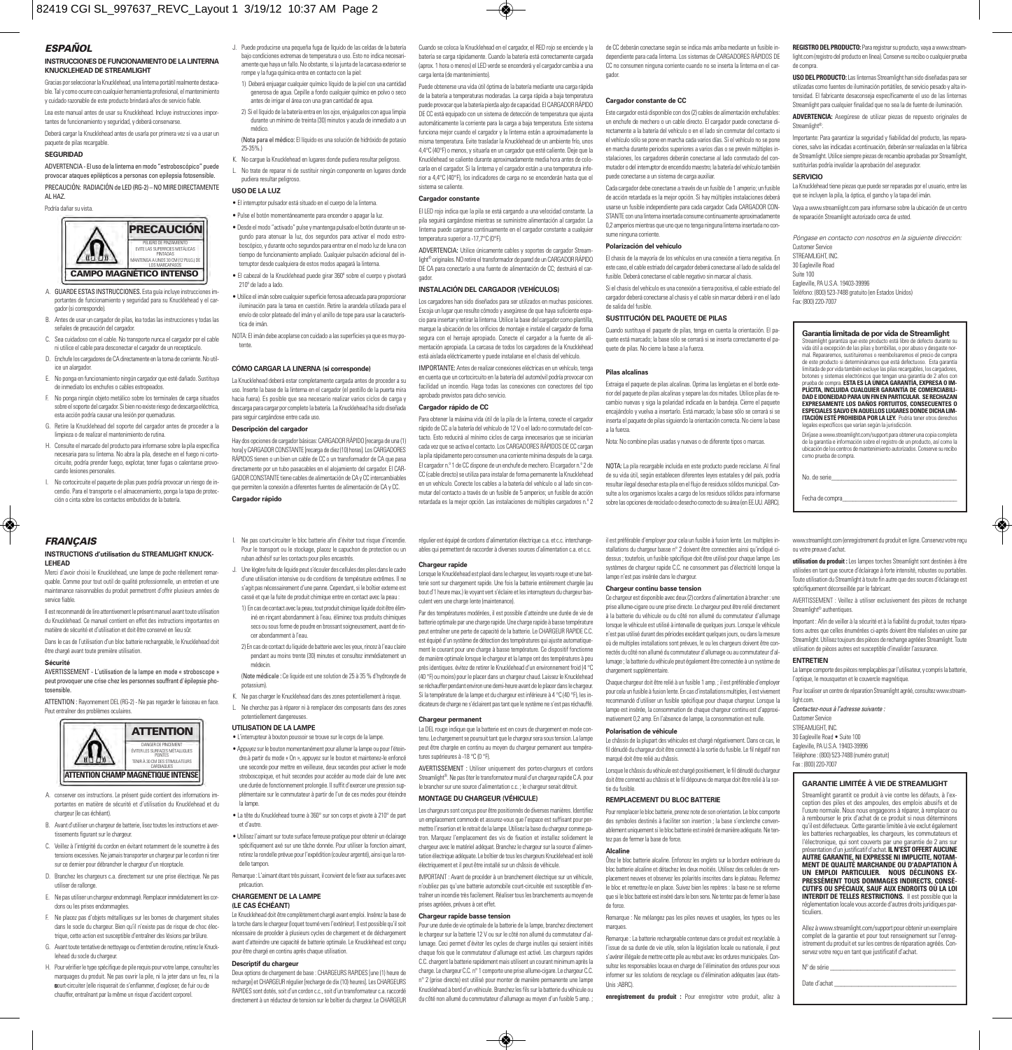## ESPAÑOL

### INSTRUCCIONES DE FUNCIONAMIENTO DE LA LINTERNA KNUCKLEHEAD DE STREAMLIGHT

Gracias por seleccionar la Knucklehead, una linterna portátil realmente destacable. Tal y como ocurre con cualquier herramienta profesional, el mantenimiento y cuidado razonable de este producto brindará años de servicio fiable.

Lea este manual antes de usar su Knucklehead. Incluye instrucciones importantes de funcionamiento y seguridad, y deberá conservarse.

Deberá cargar la Knucklehead antes de usarla por primera vez si va a usar un paquete de pilas recargable.

### SEGURIDAD

ADVERTENCIA - El uso de la linterna en modo "estroboscópico" puede provocar ataques epilépticos a personas con epilepsia fotosensible.

PRECAUCIÓN: RADIACIÓN de LED (RG-2) – NO MIRE DIRECTAMENTE AL HAZ.

Podría dañar su vista.

PRECAUCIÓN
PELIGRO DE PINZAMIENTO
EVITE LAS SUPERFICIES METÁLICAS PINTADAS
MANTENGA A UNOS 30 CM (12 PULG.) DE LOS MARCAPASOS
CAMPO MAGNÉTICO INTENSO

A. GUARDE ESTAS INSTRUCCIONES. Esta guía incluye instrucciones importantes de funcionamiento y seguridad para su Knucklehead y el cargador (si corresponde).
B. Antes de usar un cargador de pilas, lea todas las instrucciones y todas las señales de precaución del cargador.
C. Sea cuidadoso con el cable. No transporte nunca el cargador por el cable ni utilice el cable para desconectar el cargador de un receptáculo.
D. Enchufe los cargadores de CA directamente en la toma de corriente. No utilice un alargador.
E. No ponga en funcionamiento ningún cargador que esté dañado. Sustituya de inmediato los enchufes o cables estropeados.
F. No ponga ningún objeto metálico sobre los terminales de carga situados sobre el soporte del cargador. Si bien no existe riesgo de descarga eléctrica, esta acción podría causar una lesión por quemaduras.
G. Retire la Knucklehead del soporte del cargador antes de proceder a la limpieza o de realizar el mantenimiento de rutina.
H. Consulte el marcado del producto para informarse sobre la pila específica necesaria para su linterna. No abra la pila, deseche en el fuego no cortocircuite, podría prender fuego, explotar, tener fugas o calentarse provocando lesiones personales.
I. No cortocircuite el paquete de pilas pues podría provocar un riesgo de incendio. Para el transporte o el almacenamiento, ponga la tapa de protección o cinta sobre los contactos embutidos de la batería.
J. Puede producirse una pequeña fuga de líquido de las celdas de la batería bajo condiciones extremas de temperatura o uso. Esto no indica necesariamente que haya un fallo. No obstante, si la junta de la carcasa exterior se rompe y la fuga química entra en contacto con la piel:
   1) Deberá enjuagar cualquier químico líquido de la piel con una cantidad generosa de agua. Cepille a fondo cualquier químico en polvo o seco antes de irrigar el área con una gran cantidad de agua.
   2) Si el líquido de la batería entra en los ojos, enjuáguelos con agua limpia durante un mínimo de treinta (30) minutos y acuda de inmediato a un médico.

   (Nota para el médico: El líquido es una solución de hidróxido de potasio 25-35%.)
K. No cargue la Knucklehead en lugares donde pudiera resultar peligroso.
L. No trate de reparar ni de sustituir ningún componente en lugares donde pudiera resultar peligroso.

### USO DE LA LUZ

- El interruptor pulsador está situado en el cuerpo de la linterna.
- Pulse el botón momentáneamente para encender o apagar la luz.
- Desde el modo "activado" pulse y mantenga pulsado el botón durante un segundo para atenuar la luz, dos segundos para activar el modo estroboscópico, y durante ocho segundos para entrar en el modo luz de luna con tiempo de funcionamiento ampliado. Cualquier pulsación adicional del interruptor desde cualquiera de estos modos apagará la linterna.
- El cabezal de la Knucklehead puede girar 360° sobre el cuerpo y pivotará 210° de lado a lado.
- Utilice el imán sobre cualquier superficie ferrosa adecuada para proporcionar iluminación para la tarea en cuestión. Retire la arandela utilizada para el envío de color plateado del imán y el anillo de tope para usar la característica de imán.

NOTA: El imán debe acoplarse con cuidado a las superficies ya que es muy potente.

### CÓMO CARGAR LA LINERNA (si corresponde)

La Knucklehead deberá estar completamente cargada antes de proceder a su uso. Inserte la base de la linterna en el cargador (el pestillo de la puerta mira hacia fuera). Es posible que sea necesario realizar varios ciclos de carga y descarga para cargar por completo la batería. La Knucklehead ha sido diseñada para seguir cargándose entre cada uso.

#### Descripción del cargador

Hay dos opciones de cargador básicas: CARGADOR RÁPIDO [recarga de una (1) hora] y CARGADOR CONSTANTE [recarga de diez (10) horas]. Los CARGADORES RÁPIDOS tienen o un bien un cable de CC o un transformador de CA que pasa directamente por un tubo pasacables en el alojamiento del cargador. El CARGADOR CONSTANTE tiene cables de alimentación de CA y CC intercambiables que permiten la conexión a diferentes fuentes de alimentación de CA y CC.

#### Cargador rápido

Cuando se coloca la Knucklehead en el cargador, el RED rojo se enciende y la batería se carga rápidamente. Cuando la batería está correctamente cargada (aprox. 1 hora o menos) el LED verde se encenderá y el cargador cambia a una carga lenta (de mantenimiento).

Puede obtenerse una vida útil óptima de la batería mediante una carga rápida de la batería a temperaturas moderadas. La carga rápida a baja temperatura puede provocar que la batería pierda algo de capacidad. El CARGADOR RÁPIDO DE CC está equipado con un sistema de detección de temperatura que ajusta automáticamente la corriente para la carga a baja temperatura. Este sistema funciona mejor cuando el cargador y la linterna están a aproximadamente la misma temperatura. Evite trasladar la Knucklehead de un ambiente frío, unos 4,4°C (40°F) o menos, y situarla en un cargador que esté caliente. Deje que la Knucklehead se caliente durante aproximadamente media hora antes de colocarla en el cargador. Si la linterna y el cargador están a una temperatura inferior a 4,4°C (40°F), los indicadores de carga no se encenderán hasta que el sistema se caliente.

#### Cargador constante

El LED rojo indica que la pila se está cargando a una velocidad constante. La pila seguirá cargándose mientras se suministre alimentación al cargador. La linterna puede cargarse continuamente en el cargador constante a cualquier temperatura superior a -17,7°C (0°F).

ADVERTENCIA: Utilice únicamente cables y soportes de cargador Streamlight® originales. NO retire el transformador de pared de un CARGADOR RÁPIDO DE CA para conectarlo a una fuente de alimentación de CC; destruirá el cargador.

### INSTALACIÓN DEL CARGADOR (VEHÍCULOS)

Los cargadores han sido diseñados para ser utilizados en muchas posiciones. Escoja un lugar que resulte cómodo y asegúrese de que haya suficiente espacio para insertar y retirar la linterna. Utilice la base del cargador como plantilla, marque la ubicación de los orificios de montaje e instale el cargador de forma segura con el herraje apropiado. Conecte el cargador a la fuente de alimentación apropiada. La carcasa de todos los cargadores de la Knucklehead está aislada eléctricamente y puede instalarse en el chasis del vehículo.

IMPORTANTE: Antes de realizar conexiones eléctricas en un vehículo, tenga en cuenta que un cortocircuito en la batería del automóvil podría provocar con facilidad un incendio. Haga todas las conexiones con conectores del tipo aprobado previstos para dicho servicio.

#### Cargador rápido de CC

Para obtener la máxima vida útil de la pila de la linterna, conecte el cargador rápido de CC a la batería del vehículo de 12 V o el lado no conmutado del contacto. Esto reducirá al mínimo ciclos de carga innecesarios que se iniciarían cada vez que se activa el contacto. Los CARGADORES RÁPIDOS DE CC cargan la pila rápidamente pero consumen una corriente mínima después de la carga. El cargador n.° 1 de CC dispone de un enchufe de mechero. El cargador n.° 2 de CC (cable directo) se utiliza para instalar de forma permanente la Knucklehead en un vehículo. Conecte los cables a la batería del vehículo o al lado sin conmutar del contacto a través de un fusible de 5 amperios; un fusible de acción retardada es la mejor opción. Las instalaciones de múltiples cargadores n.° 2 de CC deberán conectarse según se indica más arriba mediante un fusible independiente para cada linterna. Los sistemas de CARGADORES RÁPIDOS DE CC no consumen ninguna corriente cuando no se inserta la linterna en el cargador.

#### Cargador constante de CC

Este cargador está disponible con dos (2) cables de alimentación enchufables: un enchufe de mechero o un cable directo. El cargador puede conectarse directamente a la batería del vehículo o en el lado sin conmutar del contacto si el vehículo sólo se pone en marcha cada varios días. Si el vehículo no se pone en marcha durante periodos superiores a varios días o se prevén múltiples instalaciones, los cargadores deberán conectarse al lado conmutado del conmutador o del interruptor de encendido maestro; la batería del vehículo también puede conectarse a un sistema de carga auxiliar.

Cada cargador debe conectarse a través de un fusible de 1 amperio; un fusible de acción retardada es la mejor opción. Si hay múltiples instalaciones deberá usarse un fusible independiente para cada cargador. Cada CARGADOR CONSTANTE con una linterna insertada consume continuamente aproximadamente 0,2 amperios mientras que uno que no tenga ninguna linterna insertada no consume ninguna corriente.

#### Polarización del vehículo

El chasis de la mayoría de los vehículos en una conexión a tierra negativa. En este caso, el cable estriado del cargador deberá conectarse al lado de salida del fusible. Deberá conectarse el cable negativo sin marcar al chasis.

Si el chasis del vehículo es una conexión a tierra positiva, el cable estriado del cargador deberá conectarse al chasis y el cable sin marcar deberá ir en el lado de salida del fusible.

### SUSTITUCIÓN DEL PAQUETE DE PILAS

Cuando sustituya el paquete de pilas, tenga en cuenta la orientación. El paquete está marcado; la base sólo se cerrará si se inserta correctamente el paquete de pilas. No cierre la base a la fuerza.

#### Pilas alcalinas

Extraiga el paquete de pilas alcalinas. Oprima las lengüetas en el borde exterior del paquete de pilas alcalinas y separe las dos mitades. Utilice pilas de recambio nuevas y siga la polaridad indicada en la bandeja. Cierre el paquete encajándolo y vuelva a insertarlo. Está marcado; la base sólo se cerrará si se inserta el paquete de pilas siguiendo la orientación correcta. No cierre la base a la fuerza.

Nota: No combine pilas usadas y nuevas o de diferente tipos o marcas.

NOTA: La pila recargable incluida en este producto puede reciclarse. Al final de su vida útil, según establecen diferentes leyes estatales y del país, podría resultar ilegal desechar esta pila en el flujo de residuos sólidos municipal. Consulte a los organismos locales a cargo de los residuos sólidos para informarse sobre las opciones de reciclado o desecho correcto de su área (en EE.UU. ABRC).

**REGISTRO DEL PRODUCTO:** Para registrar su producto, vaya a www.streamlight.com (registro del producto en línea). Conserve su recibo o cualquier prueba de compra.

**USO DEL PRODUCTO:** Las linternas Streamlight han sido diseñadas para ser utilizadas como fuentes de iluminación portátiles, de servicio pesado y alta intensidad. El fabricante desaconseja específicamente el uso de las linternas Streamlight para cualquier finalidad que no sea la de fuente de iluminación.

**ADVERTENCIA:** Asegúrese de utilizar piezas de repuesto originales de Streamlight®.

Importante: Para garantizar la seguridad y fiabilidad del producto, las reparaciones, salvo las indicadas a continuación, deberán ser realizadas en la fábrica de Streamlight. Utilice siempre piezas de recambio aprobadas por Streamlight, sustituirlas podría invalidar la aprobación del asegurador.

### SERVICIO

La Knucklehead tiene piezas que puede ser reparadas por el usuario, entre las que se incluyen la pila, la óptica, el gancho y la tapa del imán.

Vaya a www.streamlight.com para informarse sobre la ubicación de un centro de reparación Streamlight autorizado cerca de usted.

*Póngase en contacto con nosotros en la siguiente dirección:*

Customer Service
STREAMLIGHT, INC.
30 Eagleville Road
Suite 100
Eagleville, PA U.S.A. 19403-39996
Teléfono: (800) 523-7488 gratuito (en Estados Unidos)
Fax: (800) 220-7007

#### Garantía limitada de por vida de Streamlight

Streamlight garantiza que este producto está libre de defecto durante su vida útil a excepción de las pilas y bombillas, o por abuso y desgaste normal. Repararemos, sustituiremos o reembolsaremos el precio de compra de este producto si determináramos que está defectuoso. Esta garantía limitada de por vida también excluye las pilas recargables, los cargadores, botones y sistemas electrónicos que tengan una garantía de 2 años con prueba de compra. **ESTA ES LA ÚNICA GARANTÍA, EXPRESA O IMPLÍCITA, INCLUIDA CUALQUIER GARANTÍA DE COMERCIABILIDAD E IDONEIDAD PARA UN FIN EN PARTICULAR. SE RECHAZAN EXPRESAMENTE LOS DAÑOS FORTUITOS, CONSECUENTES O ESPECIALES SALVO EN AQUELLOS LUGARES DONDE DICHA LIMITACIÓN ESTÉ PROHIBIDA POR LA LEY.** Podría tener otros derechos legales específicos que varían según la jurisdicción.

Diríjase a www.streamlight.com/support para obtener una copia completa de la garantía e información sobre el registro de un producto, así como la ubicación de los centros de mantenimiento autorizados. Conserve su recibo como prueba de compra.

No. de serie_______________________________

Fecha de compra___________________________

## FRANÇAIS

### INSTRUCTIONS d'utilisation du STREAMLIGHT KNUCKLEHEAD

Merci d'avoir choisi le Knucklehead, une lampe de poche réellement remarquable. Comme pour tout outil de qualité professionnelle, un entretien et une maintenance raisonnables du produit permettront d'offrir plusieurs années de service fiable.

Il est recommandé de lire attentivement le présent manuel avant toute utilisation du Knucklehead. Ce manuel contient en effet des instructions importantes en matière de sécurité et d'utilisation et doit être conservé en lieu sûr.

Dans le cas de l'utilisation d'un bloc batterie rechargeable, le Knucklehead doit être chargé avant toute première utilisation.

### Sécurité

AVERTISSEMENT - L'utilisation de la lampe en mode « stroboscope » peut provoquer une crise chez les personnes souffrant d'épilepsie photosensible.

ATTENTION : Rayonnement DEL (RG-2) - Ne pas regarder le faisceau en face. Peut entraîner des problèmes oculaires.

ATTENTION
DANGER DE PINCEMENT
ÉVITER LES SURFACES MÉTALLIQUES PEINTES
TENIR À 30 CM DES STIMULATEURS CARDIAQUES
ATTENTION CHAMP MAGNÉTIQUE INTENSE

A. conserver ces instructions. Le présent guide contient des informations importantes en matière de sécurité et d'utilisation du Knucklehead et du chargeur (le cas échéant).
B. Avant d'utiliser un chargeur de batterie, lisez toutes les instructions et avertissements figurant sur le chargeur.
C. Veillez à l'intégrité du cordon en évitant notamment de le soumettre à des tensions excessives. Ne jamais transporter un chargeur par le cordon ni tirer sur ce dernier pour débrancher le chargeur d'un réceptacle.
D. Branchez les chargeurs c.a. directement sur une prise électrique. Ne pas utiliser de rallonge.
E. Ne pas utiliser un chargeur endommagé. Remplacer immédiatement les cordons ou les prises endommagées.
F. Ne placez pas d'objets métalliques sur les bornes de chargement situées dans le socle du chargeur. Bien qu'il n'existe pas de risque de choc électrique, cette action est susceptible d'entraîner des lésions par brûlure.
G. Avant toute tentative de nettoyage ou d'entretien de routine, retirez le Knucklehead du socle du chargeur.
H. Pour vérifier le type spécifique de pile requis pour votre lampe, consultez les marquages du produit. Ne pas ouvrir la pile, ni la jeter dans un feu, ni la court-circuiter (elle risquerait de s'enflammer, d'exploser, de fuir ou de chauffer, entraînant par la même un risque d'accident corporel.
I. Ne pas court-circuiter le bloc batterie afin d'éviter tout risque d'incendie. Pour le transport ou le stockage, placez le capuchon de protection ou un ruban adhésif sur les contacts pour piles encastrés.
J. Une légère fuite de liquide peut s'écouler des cellules des piles dans le cadre d'une utilisation intensive ou de conditions de température extrêmes. Il ne s'agit pas nécessairement d'une panne. Cependant, si le boîtier externe est cassé et que la fuite de produit chimique entre en contact avec la peau :
   1) En cas de contact avec la peau, tout produit chimique liquide doit être éliminé en rinçant abondamment à l'eau. Éliminez tous produits chimiques secs ou sous forme de poudre en brossant soigneusement, avant de rincer abondamment à l'eau.
   2) En cas de contact du liquide de batterie avec les yeux, rincez à l'eau claire pendant au moins trente (30) minutes et consultez immédiatement un médecin.

   (Note médicale : Ce liquide est une solution de 25 à 35 % d'hydroxyde de potassium).
K. Ne pas charger le Knucklehead dans des zones potentiellement à risque.
L. Ne cherchez pas à réparer ni à remplacer des composants dans des zones potentiellement dangereuses.

### UTILISATION DE LA LAMPE

- L'interrupteur à bouton poussoir se trouve sur le corps de la lampe.
- Appuyez sur le bouton momentanément pour allumer la lampe ou pour l'éteindre.à partir du mode « On », appuyez sur le bouton et maintenez-le enfoncé une seconde pour mettre en veilleuse, deux secondes pour activer le mode stroboscopique, et huit secondes pour accéder au mode clair de lune avec une durée de fonctionnement prolongée. Il suffit d'exercer une pression supplémentaire sur le commutateur à partir de l'un de ces modes pour éteindre la lampe.
- La tête du Knucklehead tourne à 360° sur son corps et pivote à 210° de part et d'autre.
- Utilisez l'aimant sur toute surface ferreuse pratique pour obtenir un éclairage spécifiquement axé sur une tâche donnée. Pour utiliser la fonction aimant, retirez la rondelle prévue pour l'expédition (couleur argenté), ainsi que la rondelle tampon.

Remarque : L'aimant étant très puissant, il convient de le fixer aux surfaces avec précaution.

### CHARGEMENT DE LA LAMPE (LE CAS ÉCHÉANT)

Le Knucklehead doit être complètement chargé avant emploi. Insérez la base de la torche dans le chargeur (loquet tourné vers l'extérieur). Il est possible qu'il soit nécessaire de procéder à plusieurs cycles de chargement et de déchargement avant d'atteindre une capacité de batterie optimale. Le Knucklehead est conçu pour être chargé en continu après chaque utilisation.

#### Descriptif du chargeur

Deux options de chargement de base : CHARGEURS RAPIDES [une (1) heure de recharge] et CHARGEUR régulier [recharge de dix (10) heures]. Les CHARGEURS RAPIDES sont dotés, soit d'un cordon c.c., soit d'un transformateur c.a. raccordé directement à un réducteur de tension sur le boîtier du chargeur. Le CHARGEUR régulier est équipé de cordons d'alimentation électrique c.a. et c.c. interchangeables qui permettent de raccorder à diverses sources d'alimentation c.a. et c.c.

#### Chargeur rapide

Lorsque le Knucklehead est placé dans le chargeur, les voyants rouge et une batterie sont sur chargement rapide. Une fois la batterie entièrement chargée (au bout d'1 heure max.) le voyant vert s'éclaire et les interrupteurs du chargeur basculent vers une charge lente (maintenance).

Par des températures modérées, il est possible d'atteindre une durée de vie de batterie optimale par une charge rapide. Une charge rapide à basse température peut entraîner une perte de capacité de la batterie. Le CHARGEUR RAPIDE C.C. est équipé d'un système de détection des températures qui ajuste automatiquement le courant pour une charge à basse température. Ce dispositif fonctionne de manière optimale lorsque le chargeur et la lampe ont des températures à peu près identiques. évitez de retirer le Knucklehead d'un environnement froid (4 °C (40 °F) ou moins) pour le placer dans un chargeur chaud. Laissez le Knucklehead se réchauffer pendant environ une demi-heure avant de le placer dans le chargeur. Si la température de la lampe et du chargeur est inférieure à 4 °C (40 °F), les indicateurs de charge ne s'éclairent pas tant que le système ne s'est pas réchauffé.

#### Chargeur permanent

La DEL rouge indique que la batterie est en cours de chargement en mode continu. Le chargement se poursuit tant que le chargeur sera sous tension. La lampe peut être chargée en continu au moyen du chargeur permanent aux températures supérieures à -18 °C (0 °F).

AVERTISSEMENT : Utiliser uniquement des portes-chargeurs et cordons Streamlight®. Ne pas ôter le transformateur mural d'un chargeur rapide C.A. pour le brancher sur une source d'alimentation c.c. ; le chargeur serait détruit.

### MONTAGE DU CHARGEUR (VÉHICULE)

Les chargeurs sont conçus pour être positionnés de diverses manières. Identifiez un emplacement commode et assurez-vous que l'espace est suffisant pour permettre l'insertion et le retrait de la lampe. Utilisez la base du chargeur comme patron. Marquez l'emplacement des vis de fixation et installez solidement le chargeur avec le matériel adéquat. Branchez le chargeur sur la source d'alimentation électrique adéquate. Le boîtier de tous les chargeurs Knucklehead est isolé électriquement et il peut être installé sur un châssis de véhicule.

IMPORTANT : Avant de procéder à un branchement électrique sur un véhicule, n'oubliez pas qu'une batterie automobile court-circuitée est susceptible d'entraîner un incendie très facilement. Réaliser tous les branchements au moyen de prises agréées, prévues à cet effet.

#### Chargeur rapide basse tension

Pour une durée de vie optimale de la batterie de la lampe, branchez directement le chargeur sur la batterie 12 V ou sur le côté non allumé du commutateur d'allumage. Ceci permet d'éviter les cycles de charge inutiles qui seraient initiés chaque fois que le commutateur d'allumage est activé. Les chargeurs rapides C.C. chargent la batterie rapidement mais utilisent un courant minimum après la charge. Le chargeur C.C. n° 1 comporte une prise allume-cigare. Le chargeur C.C. n° 2 (prise directe) est utilisé pour monter de manière permanente une lampe Knucklehead à bord d'un véhicule. Branchez les fils sur la batterie du véhicule ou du côté non allumé du commutateur d'allumage au moyen d'un fusible 5 amp. ; il est préférable d'employer pour cela un fusible à fusion lente. Les multiples installations du chargeur basse n° 2 doivent être connectées ainsi qu'indiqué ci-dessus ; toutefois, un fusible spécifique doit être utilisé pour chaque lampe. Les systèmes de chargeur rapide C.C. ne consomment pas d'électricité lorsque la lampe n'est pas insérée dans le chargeur.

#### Chargeur continu basse tension

Ce chargeur est disponible avec deux (2) cordons d'alimentation à brancher : une prise allume-cigare ou une prise directe. Le chargeur peut être relié directement à la batterie du véhicule ou du côté non allumé du commutateur d'allumage lorsque le véhicule est utilisé à intervalle de quelques jours. Lorsque le véhicule n'est pas utilisé durant des périodes excédant quelques jours, ou dans la mesure où de multiples installations sont prévues, le ou les chargeurs doivent être connectés du côté non allumé du commutateur d'allumage ou au commutateur d'allumage ; la batterie du véhicule peut également être connectée à un système de chargement supplémentaire.

Chaque chargeur doit être relié à un fusible 1 amp. ; il est préférable d'employer pour cela un fusible à fusion lente. En cas d'installations multiples, il est vivement recommandé d'utiliser un fusible spécifique pour chaque chargeur. Lorsque la lampe est insérée, la consommation de chaque chargeur continu est d'approximativement 0,2 amp. En l'absence de lampe, la consommation est nulle.

#### Polarisation de véhicule

Le châssis de la plupart des véhicules est chargé négativement. Dans ce cas, le fil dénudé du chargeur doit être connecté à la sortie du fusible. Le fil négatif non marqué doit être relié au châssis.

Lorsque le châssis du véhicule est chargé positivement, le fil dénudé du chargeur doit être connecté au châssis et le fil dépourvu de marque doit être relié à la sortie du fusible.

### REMPLACEMENT DU BLOC BATTERIE

Pour remplacer le bloc batterie, prenez note de son orientation. Le bloc comporte des symboles destinés à faciliter son insertion ; la base s'enclenche convenablement uniquement si le bloc batterie est inséré de manière adéquate. Ne tentez pas de fermer la base de force.

#### Alcaline

Ôtez le bloc batterie alcaline. Enfoncez les onglets sur la bordure extérieure du bloc batterie alcaline et détachez les deux moitiés. Utilisez des cellules de remplacement neuves et observez les polarités inscrites dans le plateau. Refermez le bloc et remettez-le en place. Suivez bien les repères : la base ne se referme que si le bloc batterie est inséré dans le bon sens. Ne tentez pas de fermer la base de force.

Remarque : Ne mélangez pas les piles neuves et usagées, les types ou les marques.

Remarque : La batterie rechargeable contenue dans ce produit est recyclable. À l'issue de sa durée de vie utile, selon la législation locale ou nationale, il peut s'avérer illégale de mettre cette pile au rebut avec les ordures municipales. Consultez les responsables locaux en charge de l'élimination des ordures pour vous informer sur les solutions de recyclage ou d'élimination adéquates (aux états-Unis :ABRC).

**enregistrement du produit :** Pour enregistrer votre produit, allez à www.streamlight.com (enregistrement du produit en ligne. Conservez votre reçu ou votre preuve d'achat.

**utilisation du produit :** Les lampes torches Streamlight sont destinées à être utilisées en tant que source d'éclairage à forte intensité, robustes ou portables. Toute utilisation du Streamlight à toute fin autre que des sources d'éclairage est spécifiquement déconseillée par le fabricant.

AVERTISSEMENT : Veillez à utiliser exclusivement des pièces de rechange Streamlight® authentiques.

Important : Afin de veiller à la sécurité et à la fiabilité du produit, toutes réparations autres que celles énumérées ci-après doivent être réalisées en usine par Streamlight. Utilisez toujours des pièces de rechange agréées Streamlight. Toute utilisation de pièces autres est susceptible d'invalider l'assurance.

### ENTRETIEN

La lampe comporte des pièces remplaçables par l'utilisateur, y compris la batterie, l'optique, le mousqueton et le couvercle magnétique.

Pour localiser un centre de réparation Streamlight agréé, consultez www.streamlight.com.

*Contactez-nous à l'adresse suivante :*

Customer Service
STREAMLIGHT, INC.
30 Eagleville Road • Suite 100
Eagleville, PA U.S.A. 19403-39996
Téléphone : (800) 523-7488 (numéro gratuit)
Fax : (800) 220-7007

#### GARANTIE LIMITÉE À VIE DE STREAMLIGHT

Streamlight garantit ce produit à vie contre les défauts, à l'exception des piles et des ampoules, des emplois abusifs et de l'usure normale. Nous nous engageons à réparer, à remplacer ou à rembourser le prix d'achat de ce produit si nous déterminons qu'il est défectueux. Cette garantie limitée à vie exclut également les batteries rechargeables, les chargeurs, les commutateurs et l'électronique, qui sont couverts par une garantie de 2 ans sur présentation d'un justificatif d'achat. **IL N'EST OFFERT AUCUNE AUTRE GARANTIE, NI EXPRESSE NI IMPLICITE, NOTAMMENT DE QUALITÉ MARCHANDE OU D'ADAPTATION À UN EMPLOI PARTICULIER. NOUS DÉCLINONS EXPRESSÉMENT TOUS DOMMAGES INDIRECTS, CONSÉCUTIFS OU SPÉCIAUX, SAUF AUX ENDROITS OÙ LA LOI INTERDIT DE TELLES RESTRICTIONS.** Il est possible que la réglementation locale vous accorde d'autres droits juridiques particuliers.

Allez à www.streamlight.com/support pour obtenir un exemplaire complet de la garantie et pour tout renseignement sur l'enregistrement du produit et sur les centres de réparation agréés. Conservez votre reçu en tant que justificatif d'achat.

N° de série ___________________________

Date d'achat ___________________________